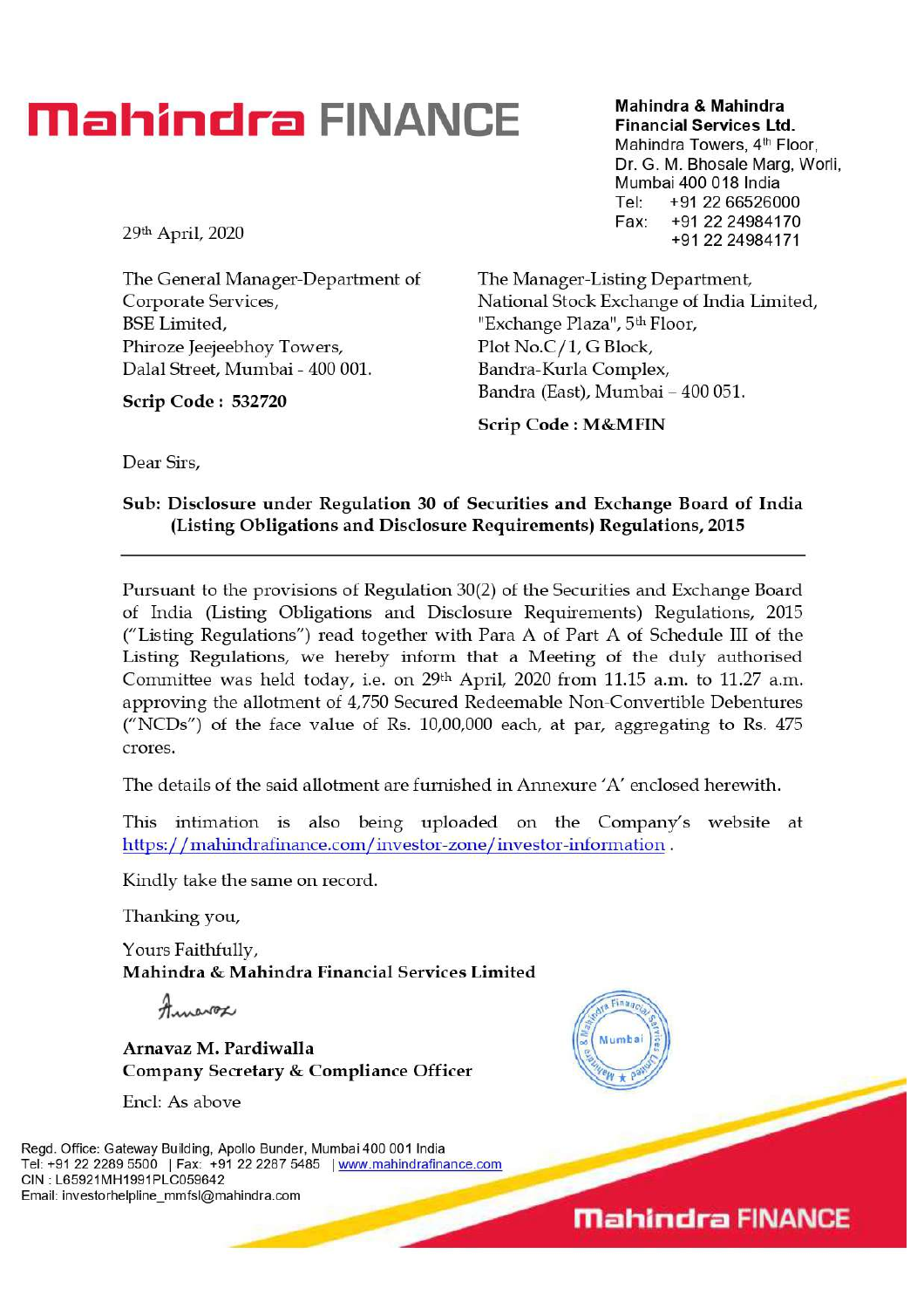# Mahindra FINANCE

**Mahindra & Mahindra Financial Services Ltd.**
Mahindra Towers, 4th Floor,
Dr. G. M. Bhosale Marg, Worli,
Mumbai 400 018 India
Tel: +91 22 66526000
Fax: +91 22 24984170
+91 22 24984171

29th April, 2020

The General Manager-Department of Corporate Services,
BSE Limited,
Phiroze Jeejeebhoy Towers,
Dalal Street, Mumbai - 400 001.

**Scrip Code : 532720**

The Manager-Listing Department,
National Stock Exchange of India Limited,
"Exchange Plaza", 5th Floor,
Plot No.C/1, G Block,
Bandra-Kurla Complex,
Bandra (East), Mumbai – 400 051.

**Scrip Code : M&MFIN**

Dear Sirs,

**Sub: Disclosure under Regulation 30 of Securities and Exchange Board of India (Listing Obligations and Disclosure Requirements) Regulations, 2015**

---

Pursuant to the provisions of Regulation 30(2) of the Securities and Exchange Board of India (Listing Obligations and Disclosure Requirements) Regulations, 2015 ("Listing Regulations") read together with Para A of Part A of Schedule III of the Listing Regulations, we hereby inform that a Meeting of the duly authorised Committee was held today, i.e. on 29th April, 2020 from 11.15 a.m. to 11.27 a.m. approving the allotment of 4,750 Secured Redeemable Non-Convertible Debentures ("NCDs") of the face value of Rs. 10,00,000 each, at par, aggregating to Rs. 475 crores.

The details of the said allotment are furnished in Annexure 'A' enclosed herewith.

This intimation is also being uploaded on the Company's website at https://mahindrafinance.com/investor-zone/investor-information .

Kindly take the same on record.

Thanking you,

Yours Faithfully,
**Mahindra & Mahindra Financial Services Limited**

**Arnavaz M. Pardiwalla**
**Company Secretary & Compliance Officer**

Encl: As above

Regd. Office: Gateway Building, Apollo Bunder, Mumbai 400 001 India
Tel: +91 22 2289 5500 | Fax: +91 22 2287 5485 | www.mahindrafinance.com
CIN : L65921MH1991PLC059642
Email: investorhelpline_mmfsl@mahindra.com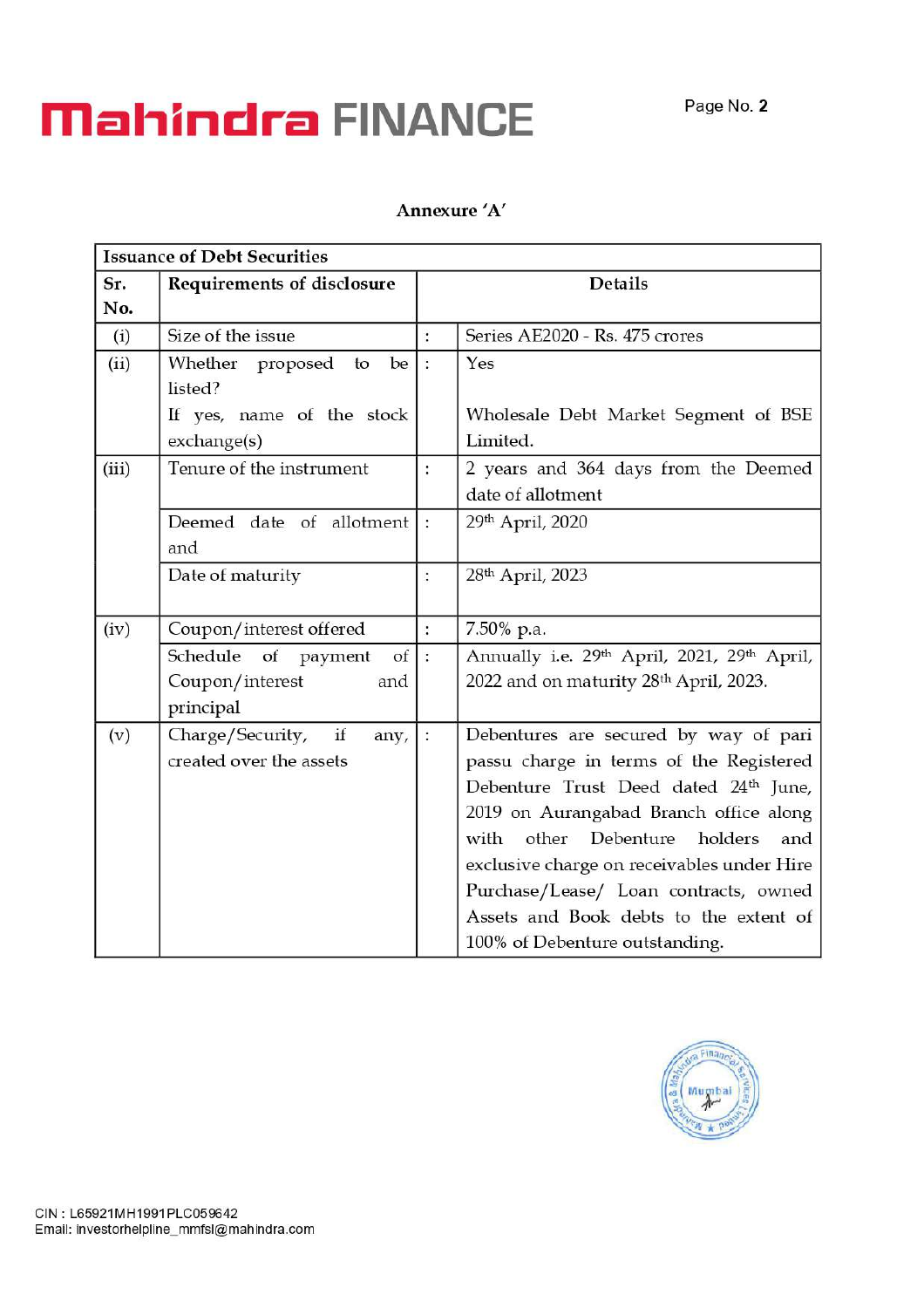Annexure 'A'

| Issuance of Debt Securities | | | |
|---|---|---|---|
| **Sr. No.** | **Requirements of disclosure** | | **Details** |
| (i) | Size of the issue | : | Series AE2020 - Rs. 475 crores |
| (ii) | Whether proposed to be listed? If yes, name of the stock exchange(s) | : | Yes<br><br>Wholesale Debt Market Segment of BSE Limited. |
| (iii) | Tenure of the instrument | : | 2 years and 364 days from the Deemed date of allotment |
| | Deemed date of allotment and | : | 29th April, 2020 |
| | Date of maturity | : | 28th April, 2023 |
| (iv) | Coupon/interest offered | : | 7.50% p.a. |
| | Schedule of payment of Coupon/interest and principal | : | Annually i.e. 29th April, 2021, 29th April, 2022 and on maturity 28th April, 2023. |
| (v) | Charge/Security, if any, created over the assets | : | Debentures are secured by way of pari passu charge in terms of the Registered Debenture Trust Deed dated 24th June, 2019 on Aurangabad Branch office along with other Debenture holders and exclusive charge on receivables under Hire Purchase/Lease/ Loan contracts, owned Assets and Book debts to the extent of 100% of Debenture outstanding. |

CIN : L65921MH1991PLC059642
Email: investorhelpline_mmfsl@mahindra.com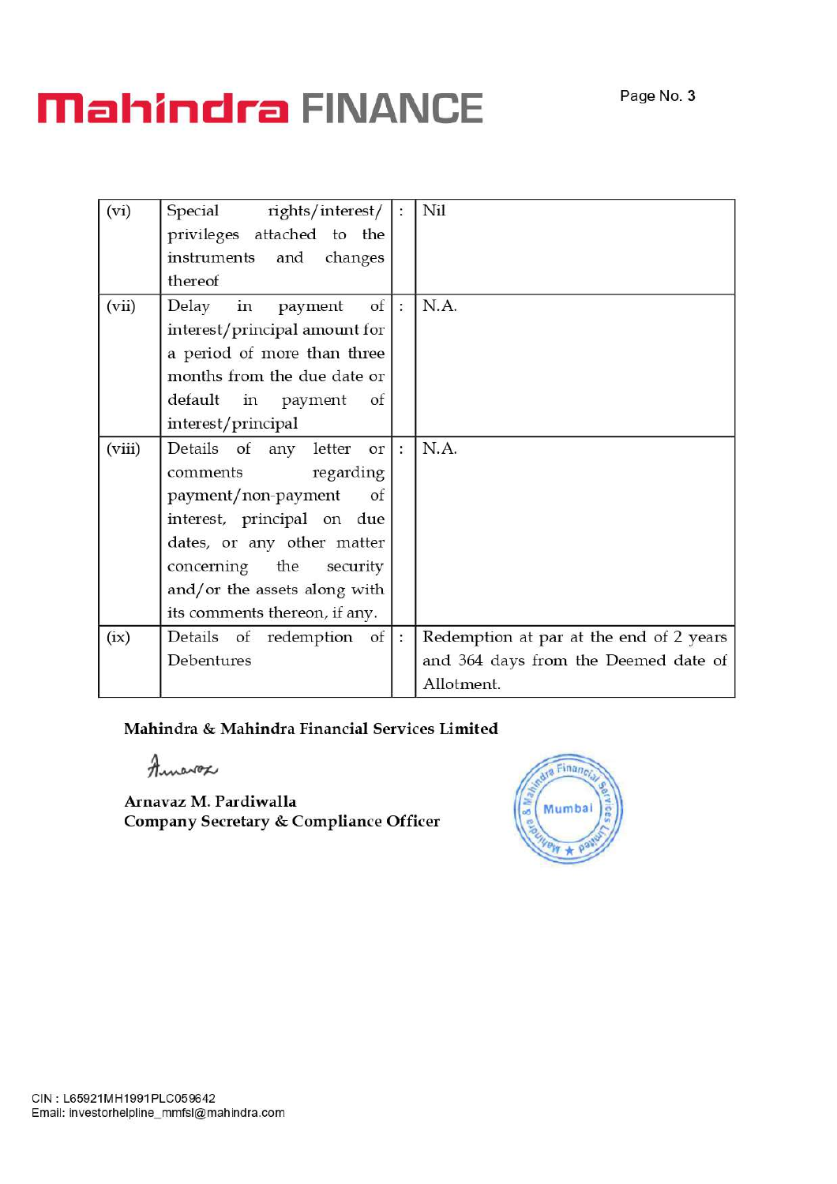| | | | |
|---|---|---|---|
| (vi) | Special rights/interest/ privileges attached to the instruments and changes thereof | : | Nil |
| (vii) | Delay in payment of interest/principal amount for a period of more than three months from the due date or default in payment of interest/principal | : | N.A. |
| (viii) | Details of any letter or comments regarding payment/non-payment of interest, principal on due dates, or any other matter concerning the security and/or the assets along with its comments thereon, if any. | : | N.A. |
| (ix) | Details of redemption of Debentures | : | Redemption at par at the end of 2 years and 364 days from the Deemed date of Allotment. |

**Mahindra & Mahindra Financial Services Limited**

**Arnavaz M. Pardiwalla**
**Company Secretary & Compliance Officer**

CIN : L65921MH1991PLC059642
Email: investorhelpline_mmfsl@mahindra.com